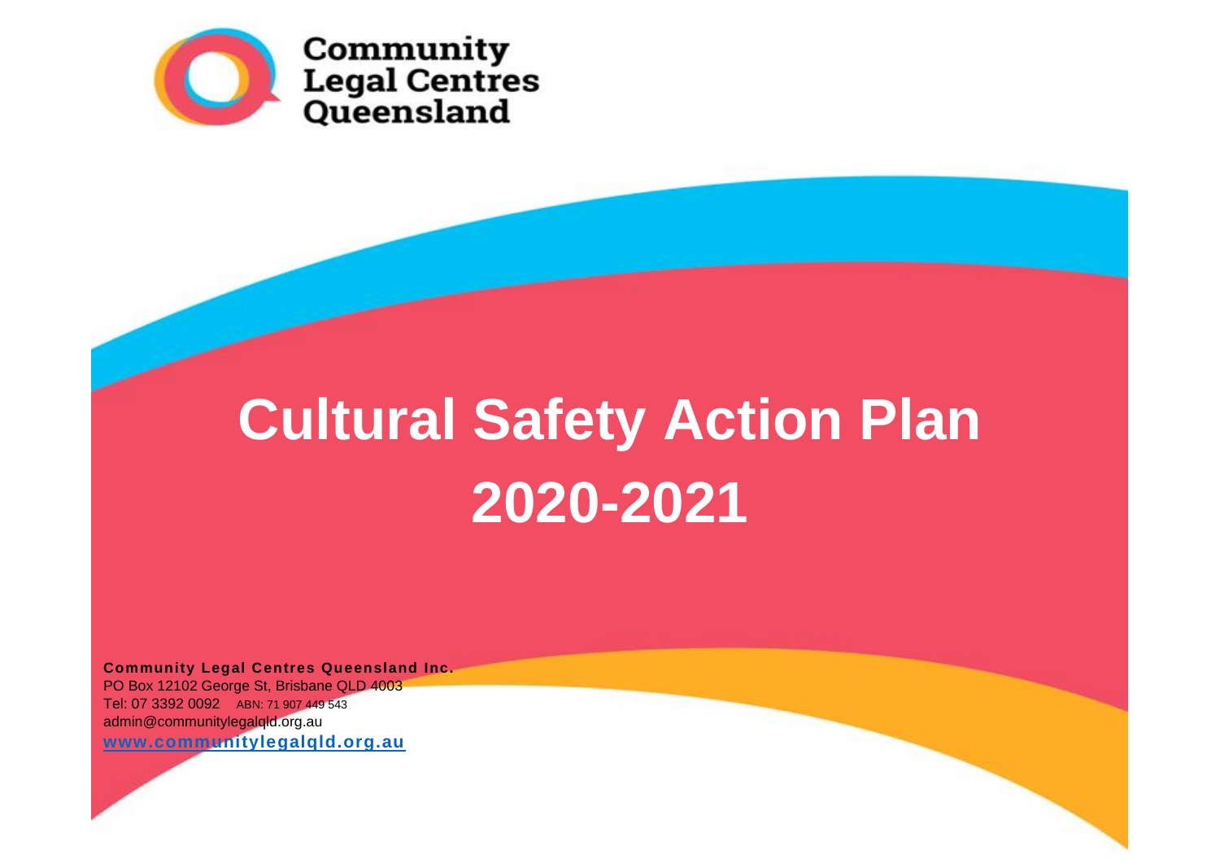Community Legal Centres Queensland

# Cultural Safety Action Plan 2020-2021

**Community Legal Centres Queensland Inc.**
PO Box 12102 George St, Brisbane QLD 4003
Tel: 07 3392 0092 ABN: 71 907 449 543
admin@communitylegalqld.org.au
www.communitylegalqld.org.au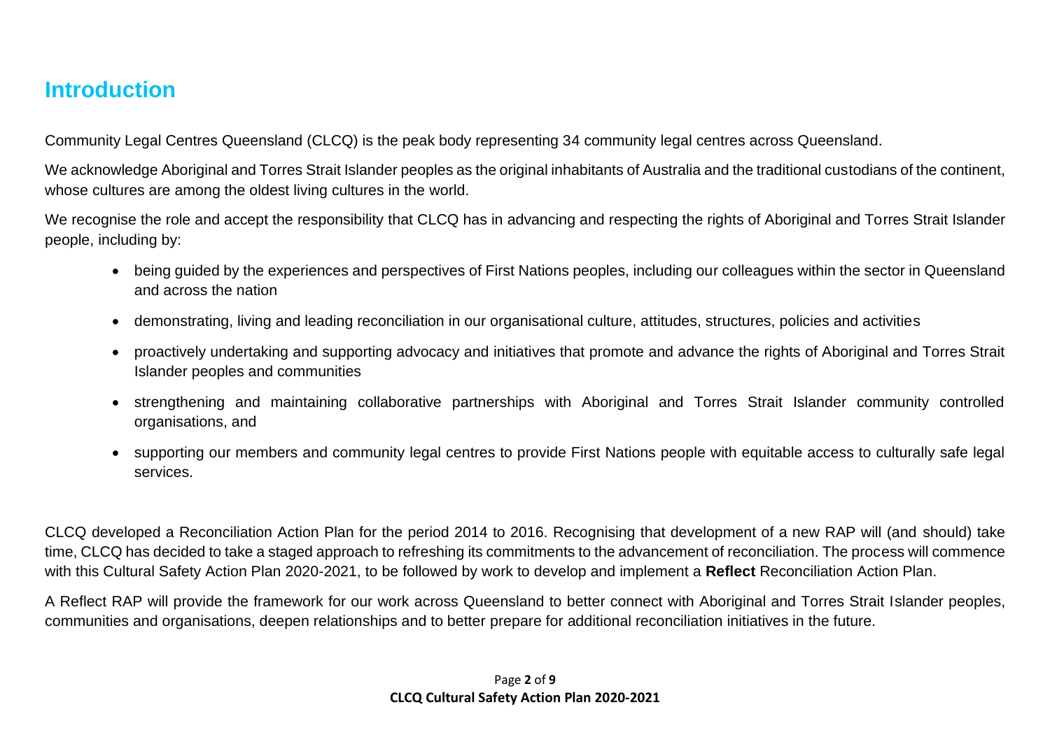# Introduction

Community Legal Centres Queensland (CLCQ) is the peak body representing 34 community legal centres across Queensland.

We acknowledge Aboriginal and Torres Strait Islander peoples as the original inhabitants of Australia and the traditional custodians of the continent, whose cultures are among the oldest living cultures in the world.

We recognise the role and accept the responsibility that CLCQ has in advancing and respecting the rights of Aboriginal and Torres Strait Islander people, including by:

- being guided by the experiences and perspectives of First Nations peoples, including our colleagues within the sector in Queensland and across the nation
- demonstrating, living and leading reconciliation in our organisational culture, attitudes, structures, policies and activities
- proactively undertaking and supporting advocacy and initiatives that promote and advance the rights of Aboriginal and Torres Strait Islander peoples and communities
- strengthening and maintaining collaborative partnerships with Aboriginal and Torres Strait Islander community controlled organisations, and
- supporting our members and community legal centres to provide First Nations people with equitable access to culturally safe legal services.

CLCQ developed a Reconciliation Action Plan for the period 2014 to 2016. Recognising that development of a new RAP will (and should) take time, CLCQ has decided to take a staged approach to refreshing its commitments to the advancement of reconciliation. The process will commence with this Cultural Safety Action Plan 2020-2021, to be followed by work to develop and implement a **Reflect** Reconciliation Action Plan.

A Reflect RAP will provide the framework for our work across Queensland to better connect with Aboriginal and Torres Strait Islander peoples, communities and organisations, deepen relationships and to better prepare for additional reconciliation initiatives in the future.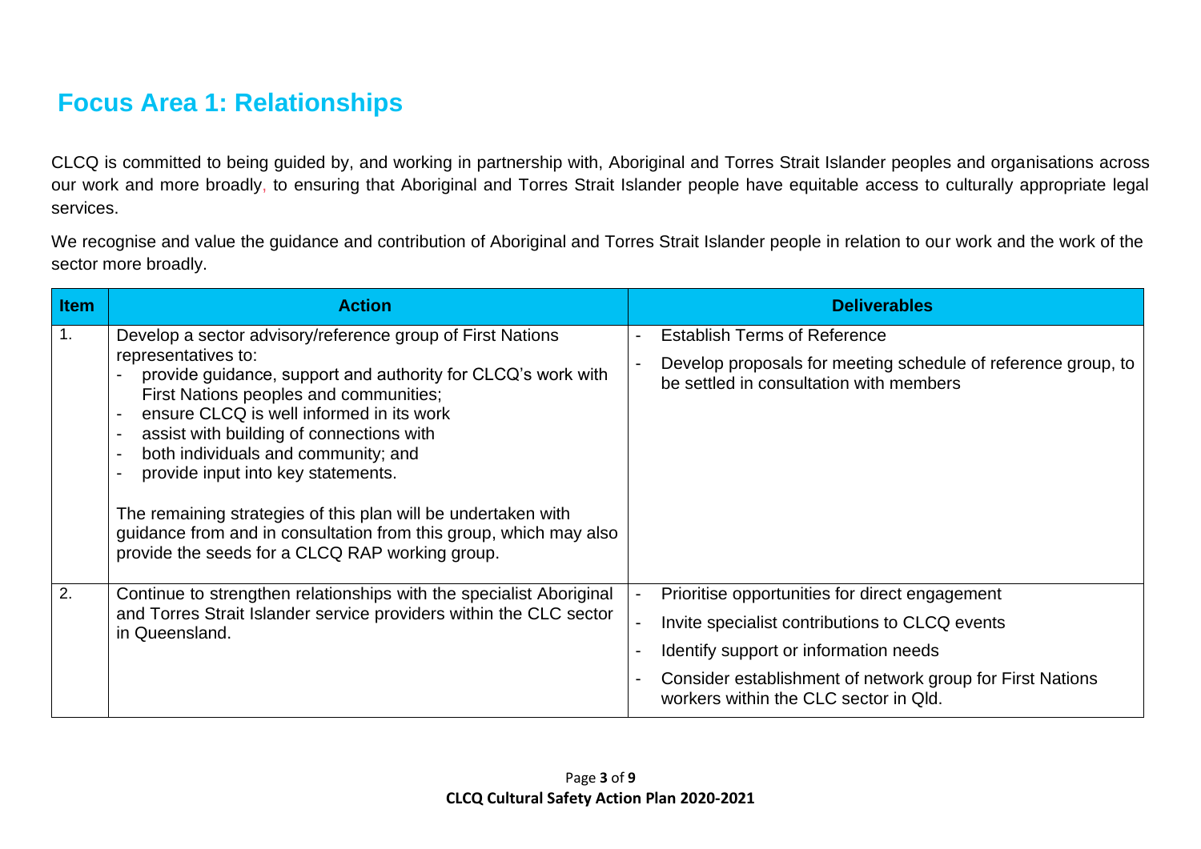## Focus Area 1: Relationships

CLCQ is committed to being guided by, and working in partnership with, Aboriginal and Torres Strait Islander peoples and organisations across our work and more broadly, to ensuring that Aboriginal and Torres Strait Islander people have equitable access to culturally appropriate legal services.

We recognise and value the guidance and contribution of Aboriginal and Torres Strait Islander people in relation to our work and the work of the sector more broadly.

| Item | Action | Deliverables |
| --- | --- | --- |
| 1. | Develop a sector advisory/reference group of First Nations representatives to:<br>- provide guidance, support and authority for CLCQ's work with First Nations peoples and communities;<br>- ensure CLCQ is well informed in its work<br>- assist with building of connections with<br>- both individuals and community; and<br>- provide input into key statements.<br><br>The remaining strategies of this plan will be undertaken with guidance from and in consultation from this group, which may also provide the seeds for a CLCQ RAP working group. | - Establish Terms of Reference<br>- Develop proposals for meeting schedule of reference group, to be settled in consultation with members |
| 2. | Continue to strengthen relationships with the specialist Aboriginal and Torres Strait Islander service providers within the CLC sector in Queensland. | - Prioritise opportunities for direct engagement<br>- Invite specialist contributions to CLCQ events<br>- Identify support or information needs<br>- Consider establishment of network group for First Nations workers within the CLC sector in Qld. |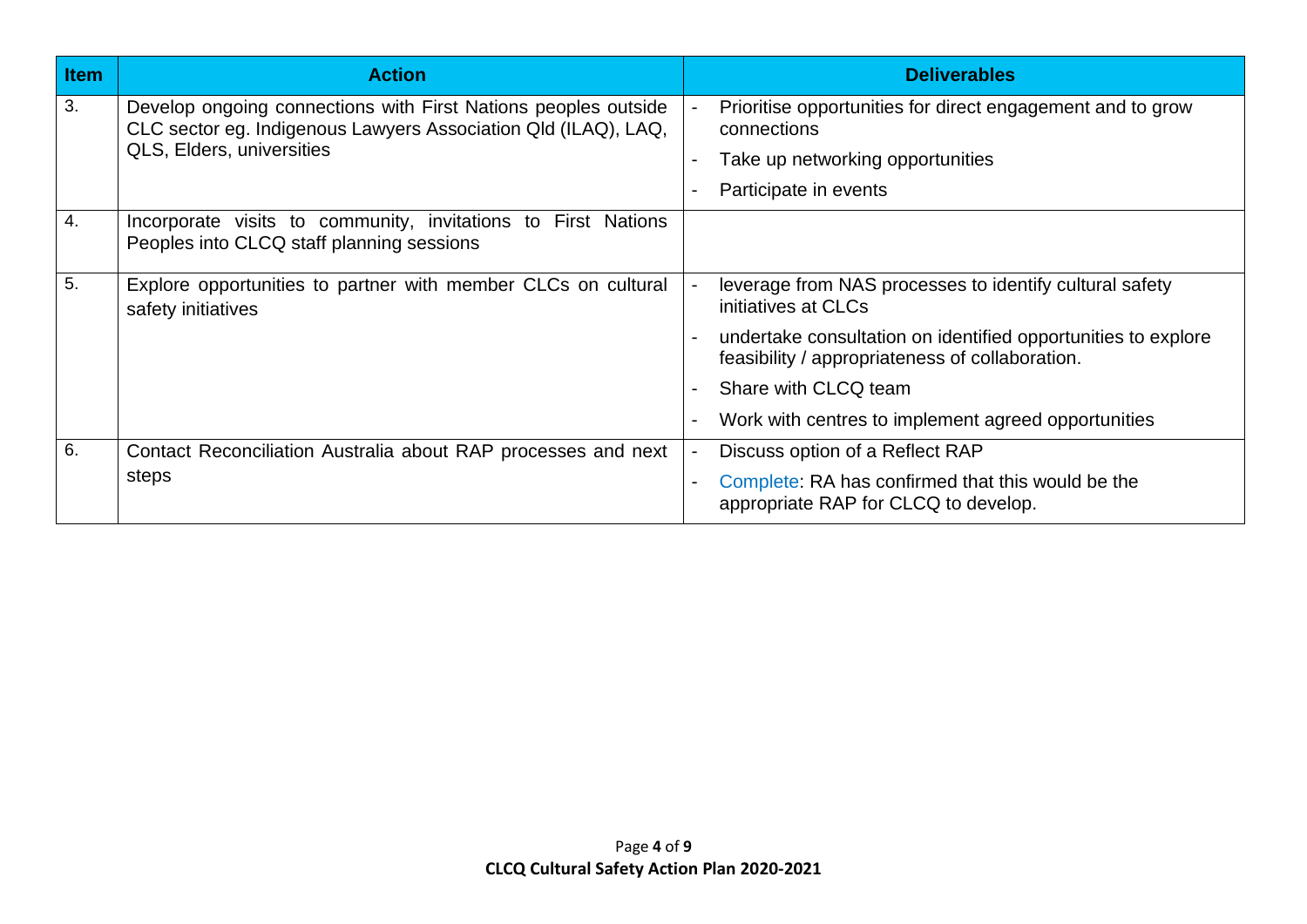| Item | Action | Deliverables |
| --- | --- | --- |
| 3. | Develop ongoing connections with First Nations peoples outside CLC sector eg. Indigenous Lawyers Association Qld (ILAQ), LAQ, QLS, Elders, universities | - Prioritise opportunities for direct engagement and to grow connections<br>- Take up networking opportunities<br>- Participate in events |
| 4. | Incorporate visits to community, invitations to First Nations Peoples into CLCQ staff planning sessions | |
| 5. | Explore opportunities to partner with member CLCs on cultural safety initiatives | - leverage from NAS processes to identify cultural safety initiatives at CLCs<br>- undertake consultation on identified opportunities to explore feasibility / appropriateness of collaboration.<br>- Share with CLCQ team<br>- Work with centres to implement agreed opportunities |
| 6. | Contact Reconciliation Australia about RAP processes and next steps | - Discuss option of a Reflect RAP<br>- Complete: RA has confirmed that this would be the appropriate RAP for CLCQ to develop. |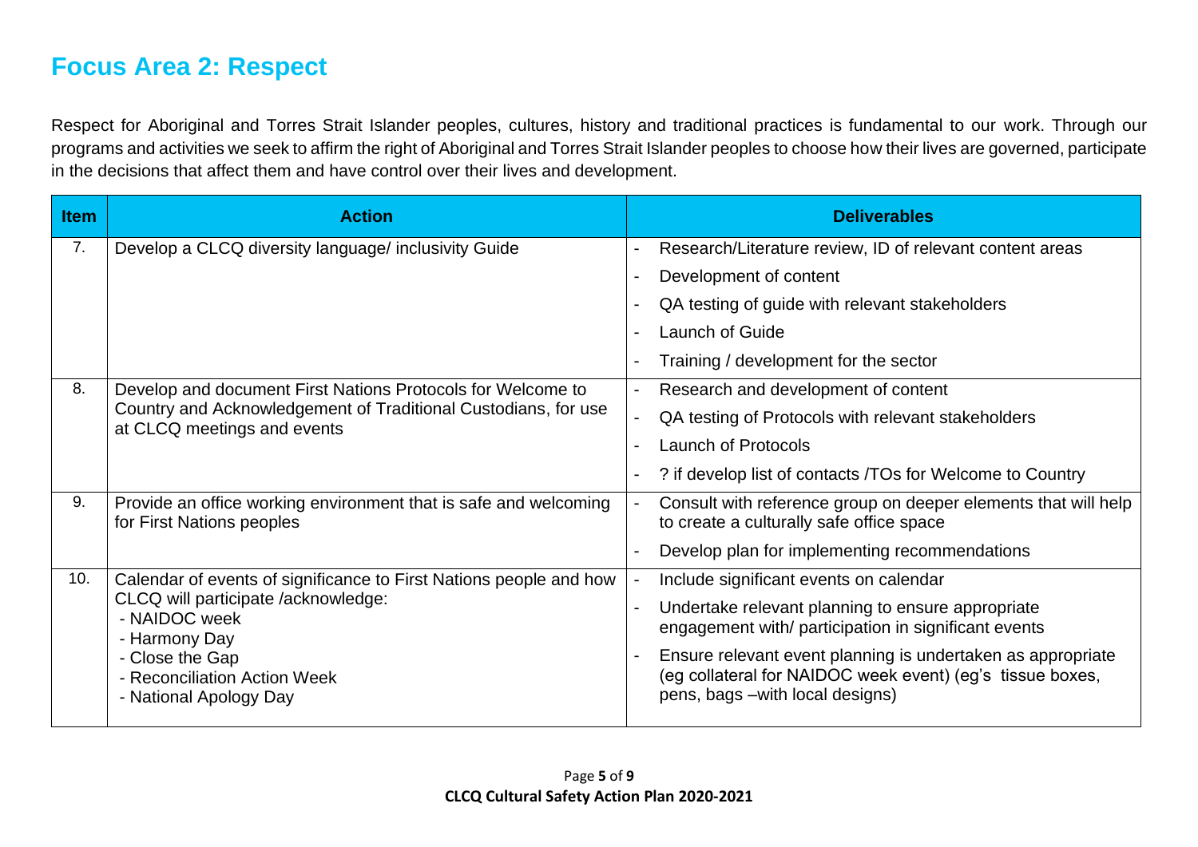## Focus Area 2: Respect

Respect for Aboriginal and Torres Strait Islander peoples, cultures, history and traditional practices is fundamental to our work. Through our programs and activities we seek to affirm the right of Aboriginal and Torres Strait Islander peoples to choose how their lives are governed, participate in the decisions that affect them and have control over their lives and development.

| Item | Action | Deliverables |
|---|---|---|
| 7. | Develop a CLCQ diversity language/ inclusivity Guide | - Research/Literature review, ID of relevant content areas<br>- Development of content<br>- QA testing of guide with relevant stakeholders<br>- Launch of Guide<br>- Training / development for the sector |
| 8. | Develop and document First Nations Protocols for Welcome to Country and Acknowledgement of Traditional Custodians, for use at CLCQ meetings and events | - Research and development of content<br>- QA testing of Protocols with relevant stakeholders<br>- Launch of Protocols<br>- ? if develop list of contacts /TOs for Welcome to Country |
| 9. | Provide an office working environment that is safe and welcoming for First Nations peoples | - Consult with reference group on deeper elements that will help to create a culturally safe office space<br>- Develop plan for implementing recommendations |
| 10. | Calendar of events of significance to First Nations people and how CLCQ will participate /acknowledge:<br>- NAIDOC week<br>- Harmony Day<br>- Close the Gap<br>- Reconciliation Action Week<br>- National Apology Day | - Include significant events on calendar<br>- Undertake relevant planning to ensure appropriate engagement with/ participation in significant events<br>- Ensure relevant event planning is undertaken as appropriate (eg collateral for NAIDOC week event) (eg's tissue boxes, pens, bags –with local designs) |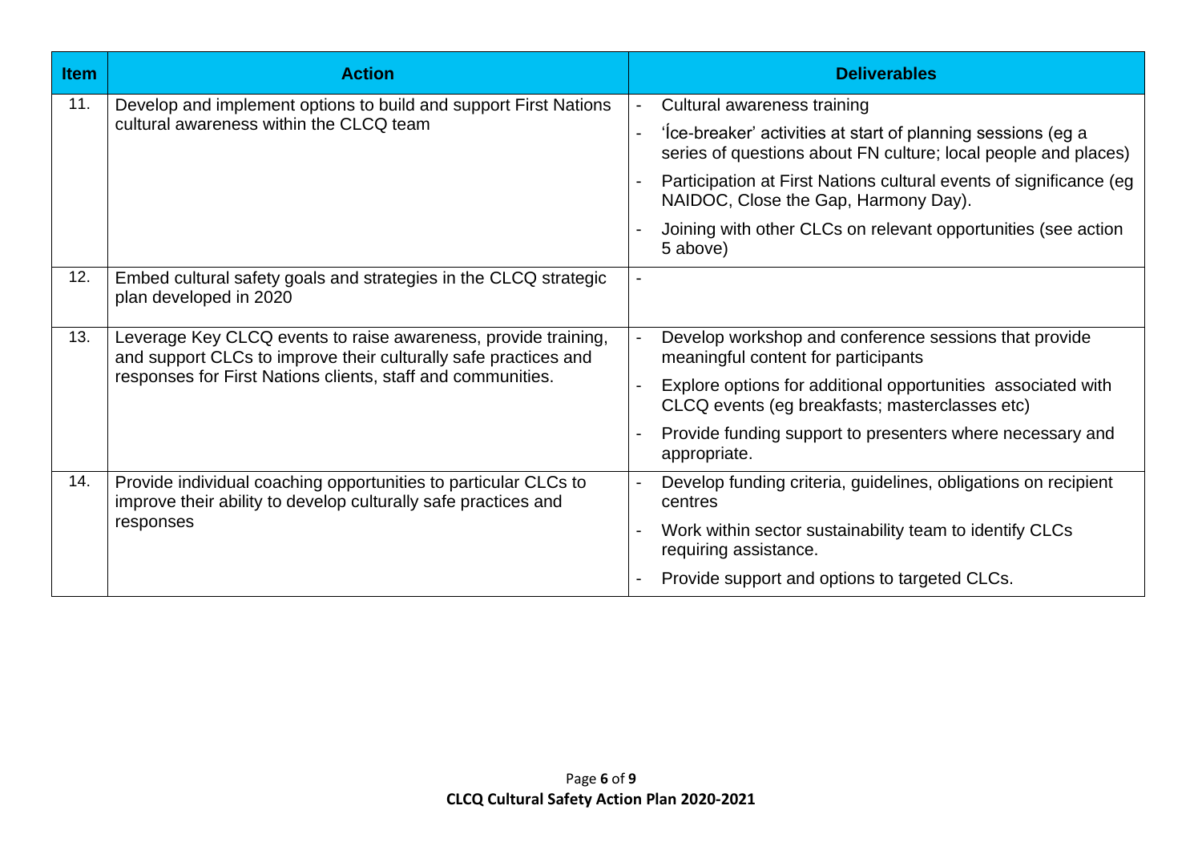| Item | Action | Deliverables |
|---|---|---|
| 11. | Develop and implement options to build and support First Nations cultural awareness within the CLCQ team | - Cultural awareness training<br>- 'Íce-breaker' activities at start of planning sessions (eg a series of questions about FN culture; local people and places)<br>- Participation at First Nations cultural events of significance (eg NAIDOC, Close the Gap, Harmony Day).<br>- Joining with other CLCs on relevant opportunities (see action 5 above) |
| 12. | Embed cultural safety goals and strategies in the CLCQ strategic plan developed in 2020 | - |
| 13. | Leverage Key CLCQ events to raise awareness, provide training, and support CLCs to improve their culturally safe practices and responses for First Nations clients, staff and communities. | - Develop workshop and conference sessions that provide meaningful content for participants<br>- Explore options for additional opportunities associated with CLCQ events (eg breakfasts; masterclasses etc)<br>- Provide funding support to presenters where necessary and appropriate. |
| 14. | Provide individual coaching opportunities to particular CLCs to improve their ability to develop culturally safe practices and responses | - Develop funding criteria, guidelines, obligations on recipient centres<br>- Work within sector sustainability team to identify CLCs requiring assistance.<br>- Provide support and options to targeted CLCs. |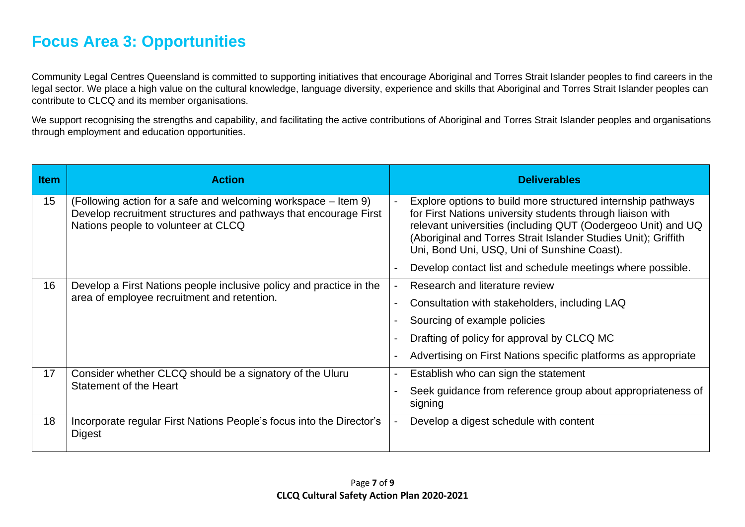## Focus Area 3: Opportunities

Community Legal Centres Queensland is committed to supporting initiatives that encourage Aboriginal and Torres Strait Islander peoples to find careers in the legal sector. We place a high value on the cultural knowledge, language diversity, experience and skills that Aboriginal and Torres Strait Islander peoples can contribute to CLCQ and its member organisations.

We support recognising the strengths and capability, and facilitating the active contributions of Aboriginal and Torres Strait Islander peoples and organisations through employment and education opportunities.

| Item | Action | Deliverables |
|---|---|---|
| 15 | (Following action for a safe and welcoming workspace – Item 9) Develop recruitment structures and pathways that encourage First Nations people to volunteer at CLCQ | - Explore options to build more structured internship pathways for First Nations university students through liaison with relevant universities (including QUT (Oodergeoo Unit) and UQ (Aboriginal and Torres Strait Islander Studies Unit); Griffith Uni, Bond Uni, USQ, Uni of Sunshine Coast).<br>- Develop contact list and schedule meetings where possible. |
| 16 | Develop a First Nations people inclusive policy and practice in the area of employee recruitment and retention. | - Research and literature review<br>- Consultation with stakeholders, including LAQ<br>- Sourcing of example policies<br>- Drafting of policy for approval by CLCQ MC<br>- Advertising on First Nations specific platforms as appropriate |
| 17 | Consider whether CLCQ should be a signatory of the Uluru Statement of the Heart | - Establish who can sign the statement<br>- Seek guidance from reference group about appropriateness of signing |
| 18 | Incorporate regular First Nations People's focus into the Director's Digest | - Develop a digest schedule with content |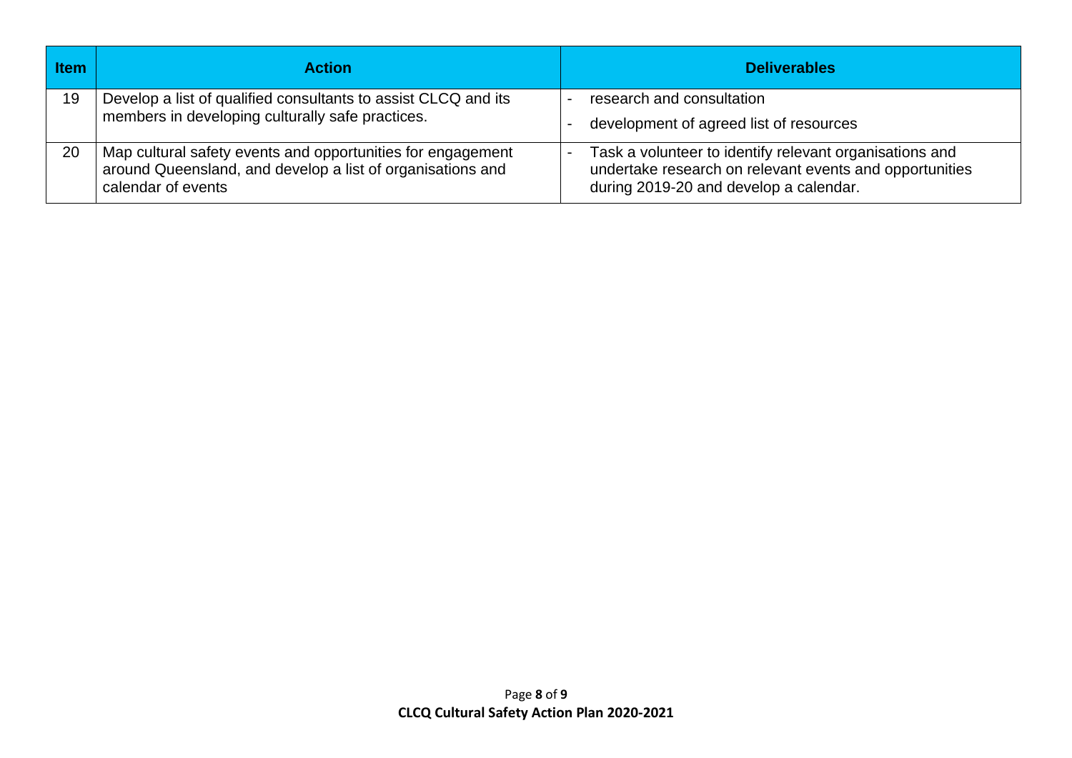| Item | Action | Deliverables |
| --- | --- | --- |
| 19 | Develop a list of qualified consultants to assist CLCQ and its members in developing culturally safe practices. | - research and consultation<br>- development of agreed list of resources |
| 20 | Map cultural safety events and opportunities for engagement around Queensland, and develop a list of organisations and calendar of events | - Task a volunteer to identify relevant organisations and undertake research on relevant events and opportunities during 2019-20 and develop a calendar. |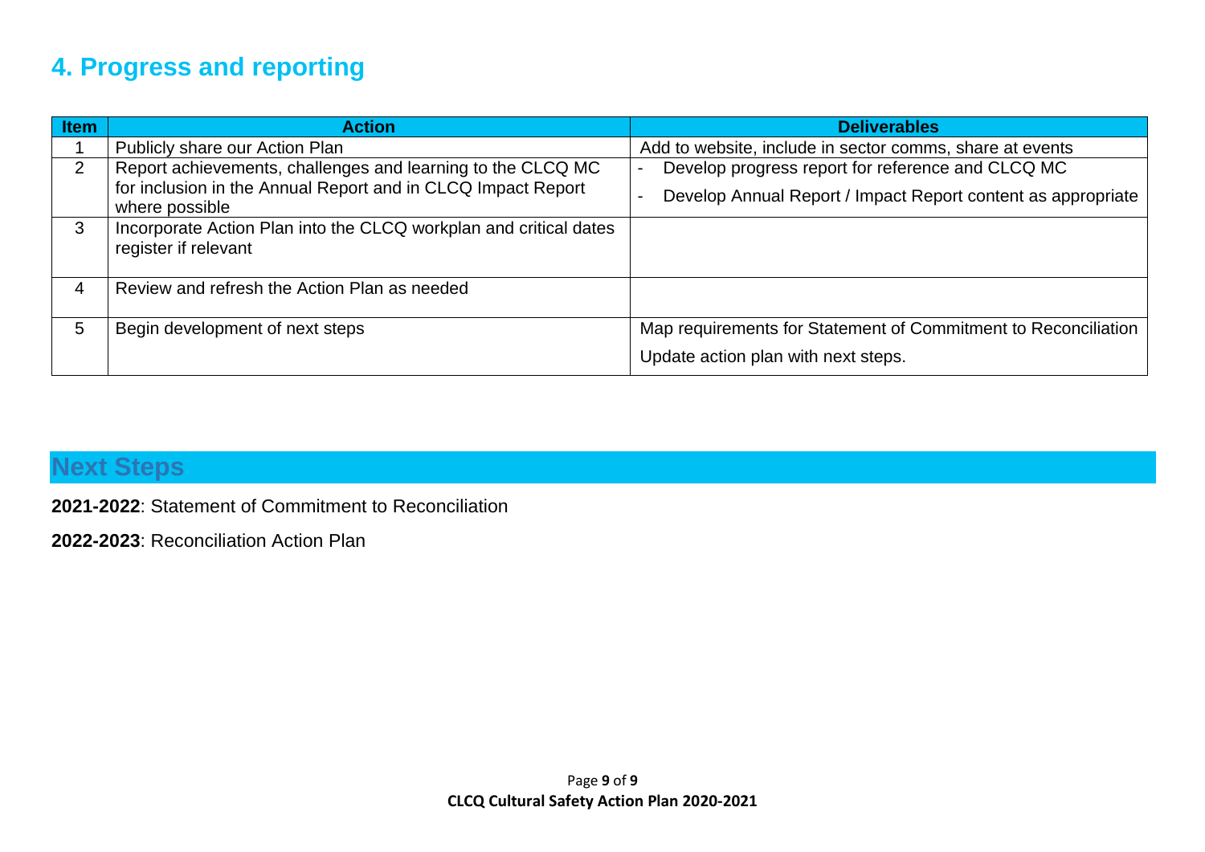# 4. Progress and reporting

| Item | Action | Deliverables |
|---|---|---|
| 1 | Publicly share our Action Plan | Add to website, include in sector comms, share at events |
| 2 | Report achievements, challenges and learning to the CLCQ MC for inclusion in the Annual Report and in CLCQ Impact Report where possible | - Develop progress report for reference and CLCQ MC<br>- Develop Annual Report / Impact Report content as appropriate |
| 3 | Incorporate Action Plan into the CLCQ workplan and critical dates register if relevant | |
| 4 | Review and refresh the Action Plan as needed | |
| 5 | Begin development of next steps | Map requirements for Statement of Commitment to Reconciliation<br>Update action plan with next steps. |

## Next Steps

**2021-2022**: Statement of Commitment to Reconciliation

**2022-2023**: Reconciliation Action Plan